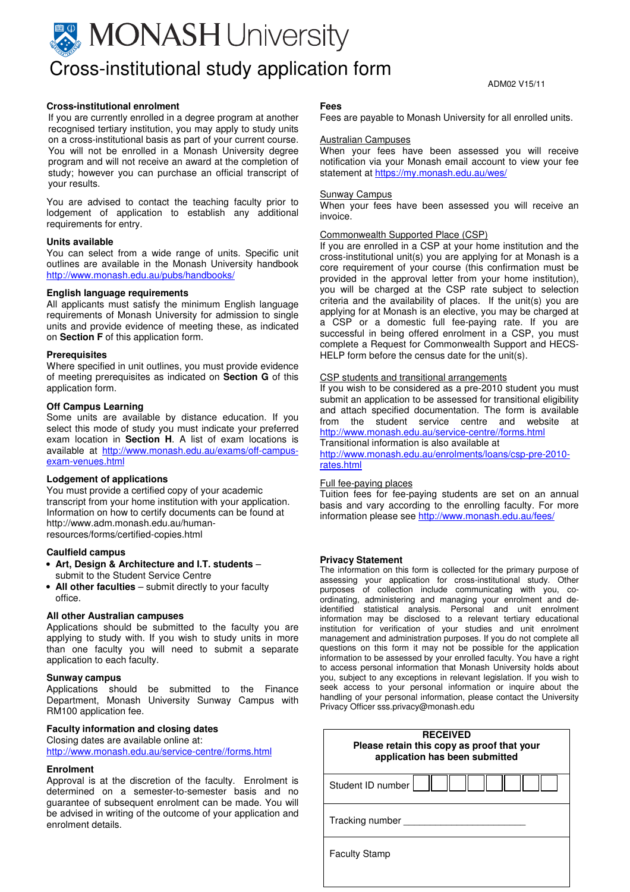# MONASH University

# Cross-institutional study application form

ADM02 V15/11

### Cross-institutional enrolment

If you are currently enrolled in a degree program at another recognised tertiary institution, you may apply to study units on a cross-institutional basis as part of your current course. You will not be enrolled in a Monash University degree program and will not receive an award at the completion of study; however you can purchase an official transcript of your results.

You are advised to contact the teaching faculty prior to lodgement of application to establish any additional requirements for entry.

### Units available

You can select from a wide range of units. Specific unit outlines are available in the Monash University handbook http://www.monash.edu.au/pubs/handbooks/

### English language requirements

All applicants must satisfy the minimum English language requirements of Monash University for admission to single units and provide evidence of meeting these, as indicated on **Section F** of this application form.

### Prerequisites

Where specified in unit outlines, you must provide evidence of meeting prerequisites as indicated on **Section G** of this application form.

### Off Campus Learning

Some units are available by distance education. If you select this mode of study you must indicate your preferred exam location in **Section H**. A list of exam locations is available at http://www.monash.edu.au/exams/off-campus-exam-venues.html

### Lodgement of applications

You must provide a certified copy of your academic transcript from your home institution with your application. Information on how to certify documents can be found at http://www.adm.monash.edu.au/human-resources/forms/certified-copies.html

### Caulfield campus

- **Art, Design & Architecture and I.T. students** – submit to the Student Service Centre
- **All other faculties** – submit directly to your faculty office.

### All other Australian campuses

Applications should be submitted to the faculty you are applying to study with. If you wish to study units in more than one faculty you will need to submit a separate application to each faculty.

### Sunway campus

Applications should be submitted to the Finance Department, Monash University Sunway Campus with RM100 application fee.

### Faculty information and closing dates

Closing dates are available online at:
http://www.monash.edu.au/service-centre//forms.html

### Enrolment

Approval is at the discretion of the faculty. Enrolment is determined on a semester-to-semester basis and no guarantee of subsequent enrolment can be made. You will be advised in writing of the outcome of your application and enrolment details.

### Fees

Fees are payable to Monash University for all enrolled units.

Australian Campuses

When your fees have been assessed you will receive notification via your Monash email account to view your fee statement at https://my.monash.edu.au/wes/

Sunway Campus

When your fees have been assessed you will receive an invoice.

Commonwealth Supported Place (CSP)

If you are enrolled in a CSP at your home institution and the cross-institutional unit(s) you are applying for at Monash is a core requirement of your course (this confirmation must be provided in the approval letter from your home institution), you will be charged at the CSP rate subject to selection criteria and the availability of places. If the unit(s) you are applying for at Monash is an elective, you may be charged at a CSP or a domestic full fee-paying rate. If you are successful in being offered enrolment in a CSP, you must complete a Request for Commonwealth Support and HECS-HELP form before the census date for the unit(s).

CSP students and transitional arrangements

If you wish to be considered as a pre-2010 student you must submit an application to be assessed for transitional eligibility and attach specified documentation. The form is available from the student service centre and website at http://www.monash.edu.au/service-centre//forms.html
Transitional information is also available at http://www.monash.edu.au/enrolments/loans/csp-pre-2010-rates.html

Full fee-paying places

Tuition fees for fee-paying students are set on an annual basis and vary according to the enrolling faculty. For more information please see http://www.monash.edu.au/fees/

### Privacy Statement

The information on this form is collected for the primary purpose of assessing your application for cross-institutional study. Other purposes of collection include communicating with you, co-ordinating, administering and managing your enrolment and de-identified statistical analysis. Personal and unit enrolment information may be disclosed to a relevant tertiary educational institution for verification of your studies and unit enrolment management and administration purposes. If you do not complete all questions on this form it may not be possible for the application information to be assessed by your enrolled faculty. You have a right to access personal information that Monash University holds about you, subject to any exceptions in relevant legislation. If you wish to seek access to your personal information or inquire about the handling of your personal information, please contact the University Privacy Officer sss.privacy@monash.edu

| **RECEIVED**<br>**Please retain this copy as proof that your application has been submitted** |
|---|
| Student ID number ☐☐☐☐☐☐☐☐ |
| Tracking number ______________________ |
| Faculty Stamp |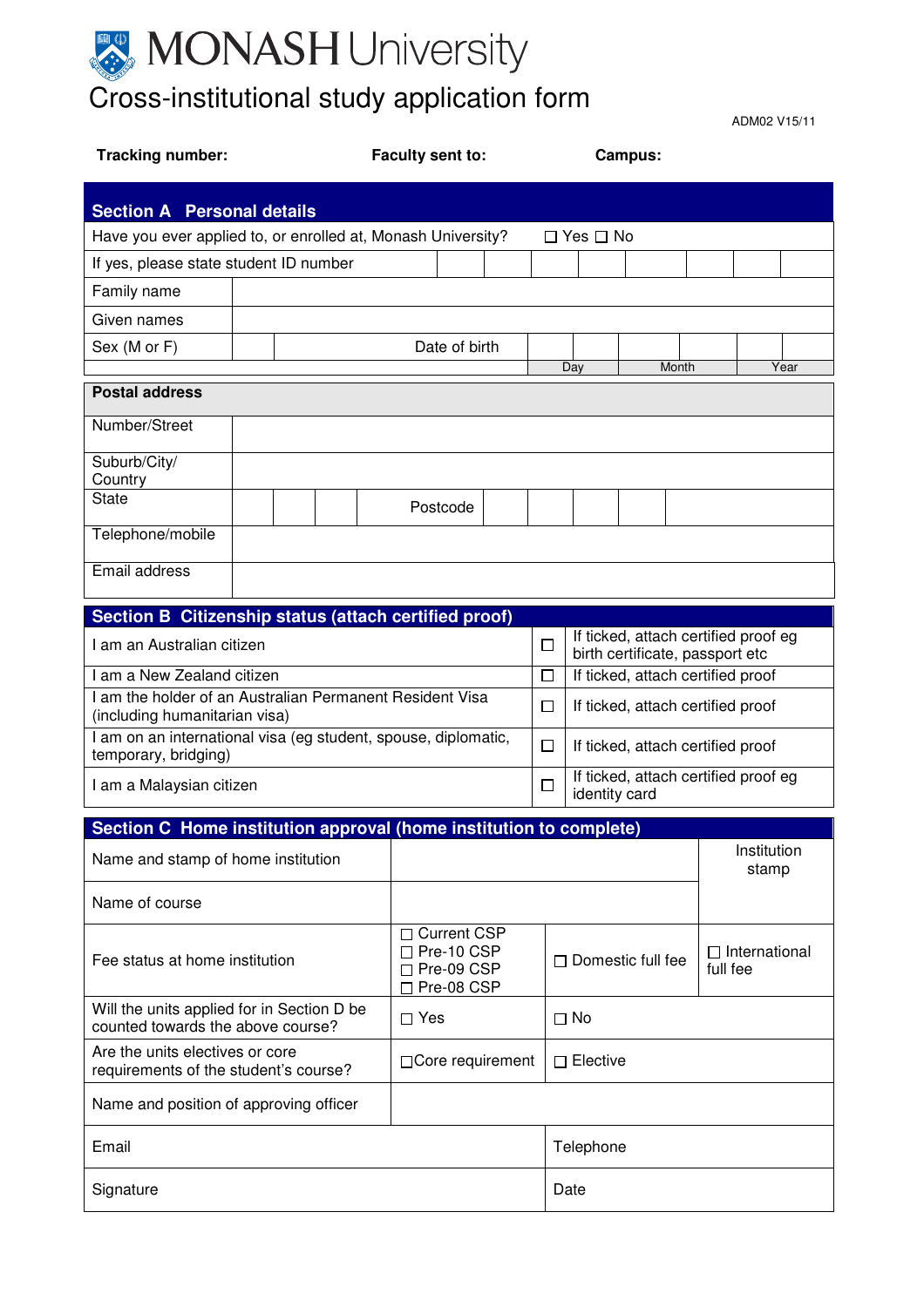# MONASH University

# Cross-institutional study application form

ADM02 V15/11

**Tracking number:** **Faculty sent to:** **Campus:**

## Section A Personal details

| | | | | | | | | | | |
|---|---|---|---|---|---|---|---|---|---|---|
| Have you ever applied to, or enrolled at, Monash University? | | | ☐ Yes ☐ No | | | | | | | |
| If yes, please state student ID number | | | | | | | | | | |
| Family name | | | | | | | | | | |
| Given names | | | | | | | | | | |
| Sex (M or F) | | Date of birth | | | | | | | | |
| | | | Day | | Month | | Year | | | |

**Postal address**

| | |
|---|---|
| Number/Street | |
| Suburb/City/ Country | |
| State | Postcode |
| Telephone/mobile | |
| Email address | |

## Section B Citizenship status (attach certified proof)

| | | |
|---|---|---|
| I am an Australian citizen | ☐ | If ticked, attach certified proof eg birth certificate, passport etc |
| I am a New Zealand citizen | ☐ | If ticked, attach certified proof |
| I am the holder of an Australian Permanent Resident Visa (including humanitarian visa) | ☐ | If ticked, attach certified proof |
| I am on an international visa (eg student, spouse, diplomatic, temporary, bridging) | ☐ | If ticked, attach certified proof |
| I am a Malaysian citizen | ☐ | If ticked, attach certified proof eg identity card |

## Section C Home institution approval (home institution to complete)

| | | | |
|---|---|---|---|
| Name and stamp of home institution | | | Institution stamp |
| Name of course | | | |
| Fee status at home institution | ☐ Current CSP<br>☐ Pre-10 CSP<br>☐ Pre-09 CSP<br>☐ Pre-08 CSP | ☐ Domestic full fee | ☐ International full fee |
| Will the units applied for in Section D be counted towards the above course? | ☐ Yes | ☐ No | |
| Are the units electives or core requirements of the student's course? | ☐Core requirement | ☐ Elective | |
| Name and position of approving officer | | | |
| Email | | Telephone | |
| Signature | | Date | |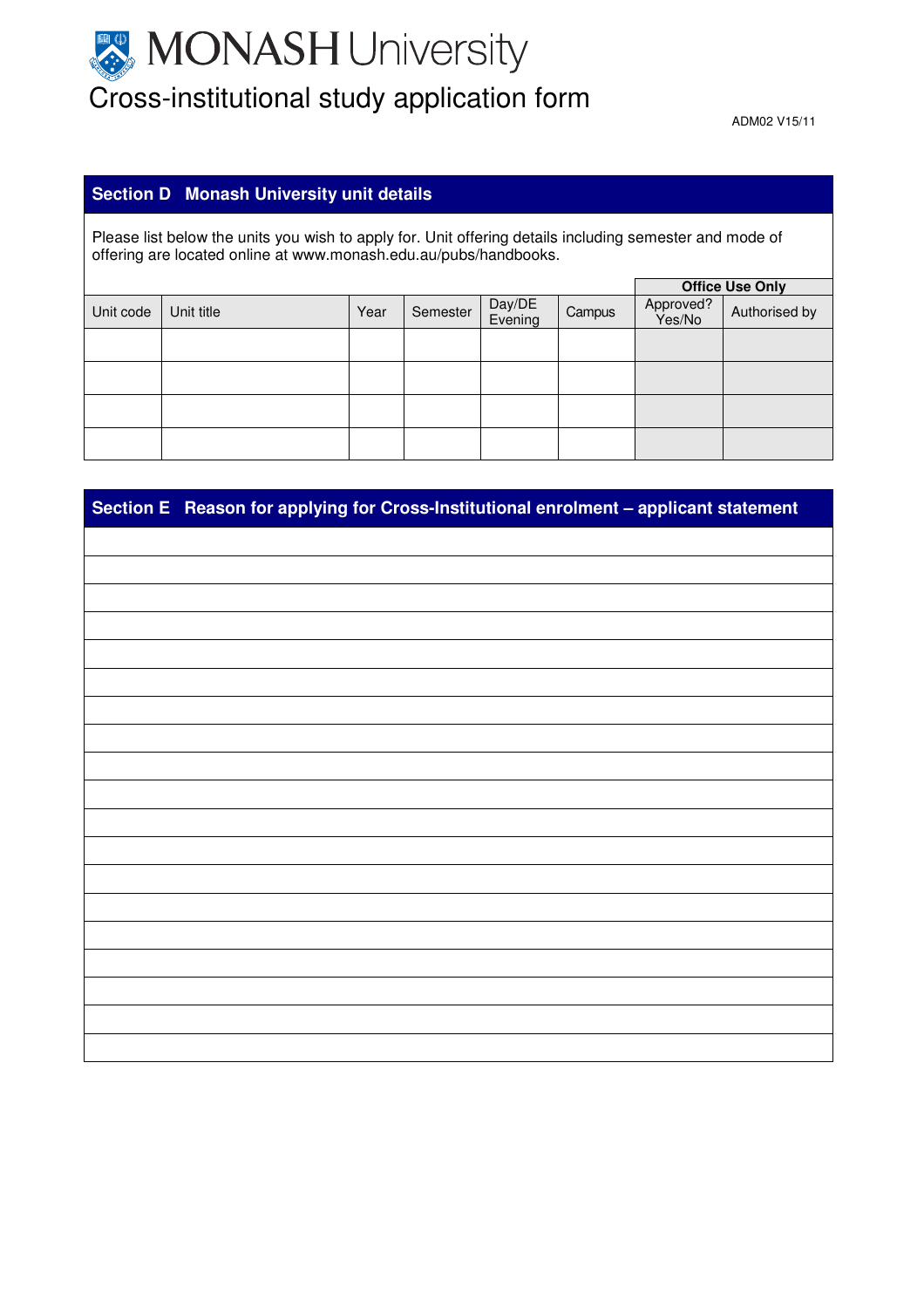# MONASH University

## Cross-institutional study application form

ADM02 V15/11

### Section D Monash University unit details

Please list below the units you wish to apply for. Unit offering details including semester and mode of offering are located online at www.monash.edu.au/pubs/handbooks.

| | | | | | | Office Use Only | |
|---|---|---|---|---|---|---|---|
| Unit code | Unit title | Year | Semester | Day/DE Evening | Campus | Approved? Yes/No | Authorised by |
| | | | | | | | |
| | | | | | | | |
| | | | | | | | |
| | | | | | | | |

### Section E Reason for applying for Cross-Institutional enrolment – applicant statement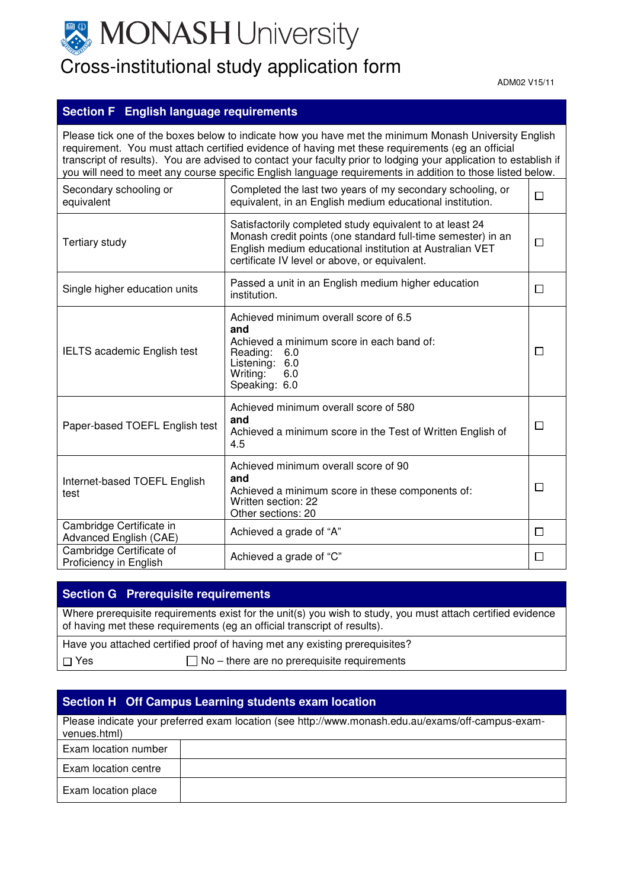# MONASH University

## Cross-institutional study application form

ADM02 V15/11

## Section F English language requirements

Please tick one of the boxes below to indicate how you have met the minimum Monash University English requirement. You must attach certified evidence of having met these requirements (eg an official transcript of results). You are advised to contact your faculty prior to lodging your application to establish if you will need to meet any course specific English language requirements in addition to those listed below.

| | | |
|---|---|---|
| Secondary schooling or equivalent | Completed the last two years of my secondary schooling, or equivalent, in an English medium educational institution. | ☐ |
| Tertiary study | Satisfactorily completed study equivalent to at least 24 Monash credit points (one standard full-time semester) in an English medium educational institution at Australian VET certificate IV level or above, or equivalent. | ☐ |
| Single higher education units | Passed a unit in an English medium higher education institution. | ☐ |
| IELTS academic English test | Achieved minimum overall score of 6.5 **and** Achieved a minimum score in each band of: Reading: 6.0 Listening: 6.0 Writing: 6.0 Speaking: 6.0 | ☐ |
| Paper-based TOEFL English test | Achieved minimum overall score of 580 **and** Achieved a minimum score in the Test of Written English of 4.5 | ☐ |
| Internet-based TOEFL English test | Achieved minimum overall score of 90 **and** Achieved a minimum score in these components of: Written section: 22 Other sections: 20 | ☐ |
| Cambridge Certificate in Advanced English (CAE) | Achieved a grade of "A" | ☐ |
| Cambridge Certificate of Proficiency in English | Achieved a grade of "C" | ☐ |

## Section G Prerequisite requirements

Where prerequisite requirements exist for the unit(s) you wish to study, you must attach certified evidence of having met these requirements (eg an official transcript of results).

Have you attached certified proof of having met any existing prerequisites?

☐ Yes ☐ No – there are no prerequisite requirements

## Section H Off Campus Learning students exam location

Please indicate your preferred exam location (see http://www.monash.edu.au/exams/off-campus-exam-venues.html)

| | |
|---|---|
| Exam location number | |
| Exam location centre | |
| Exam location place | |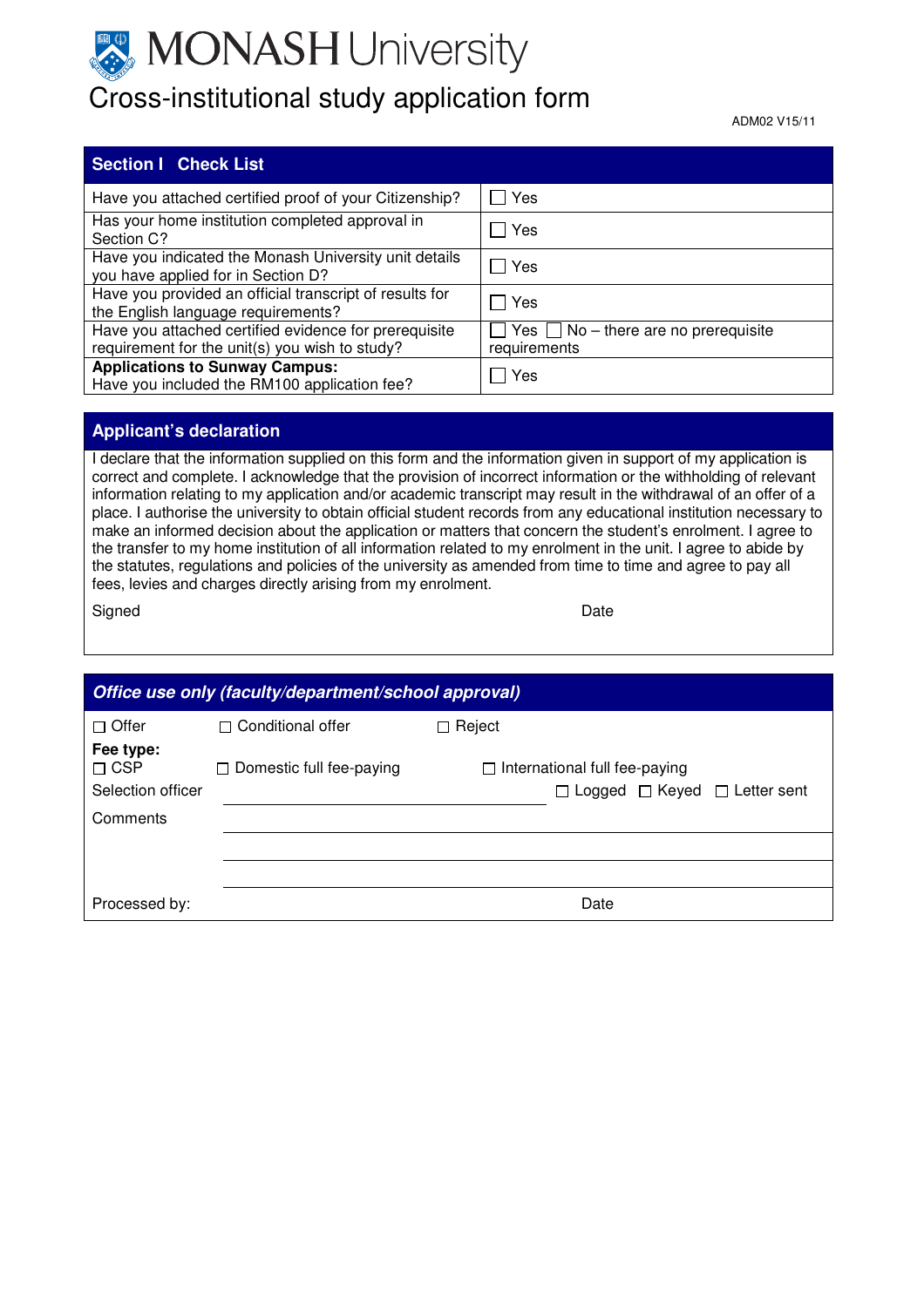# MONASH University

## Cross-institutional study application form

ADM02 V15/11

| Section I Check List | |
|---|---|
| Have you attached certified proof of your Citizenship? | ☐ Yes |
| Has your home institution completed approval in Section C? | ☐ Yes |
| Have you indicated the Monash University unit details you have applied for in Section D? | ☐ Yes |
| Have you provided an official transcript of results for the English language requirements? | ☐ Yes |
| Have you attached certified evidence for prerequisite requirement for the unit(s) you wish to study? | ☐ Yes ☐ No – there are no prerequisite requirements |
| **Applications to Sunway Campus:** Have you included the RM100 application fee? | ☐ Yes |

## Applicant's declaration

I declare that the information supplied on this form and the information given in support of my application is correct and complete. I acknowledge that the provision of incorrect information or the withholding of relevant information relating to my application and/or academic transcript may result in the withdrawal of an offer of a place. I authorise the university to obtain official student records from any educational institution necessary to make an informed decision about the application or matters that concern the student's enrolment. I agree to the transfer to my home institution of all information related to my enrolment in the unit. I agree to abide by the statutes, regulations and policies of the university as amended from time to time and agree to pay all fees, levies and charges directly arising from my enrolment.

Signed  Date

## *Office use only (faculty/department/school approval)*

☐ Offer ☐ Conditional offer ☐ Reject

**Fee type:**
☐ CSP ☐ Domestic full fee-paying ☐ International full fee-paying

Selection officer ______________ ☐ Logged ☐ Keyed ☐ Letter sent

Comments

Processed by:  Date